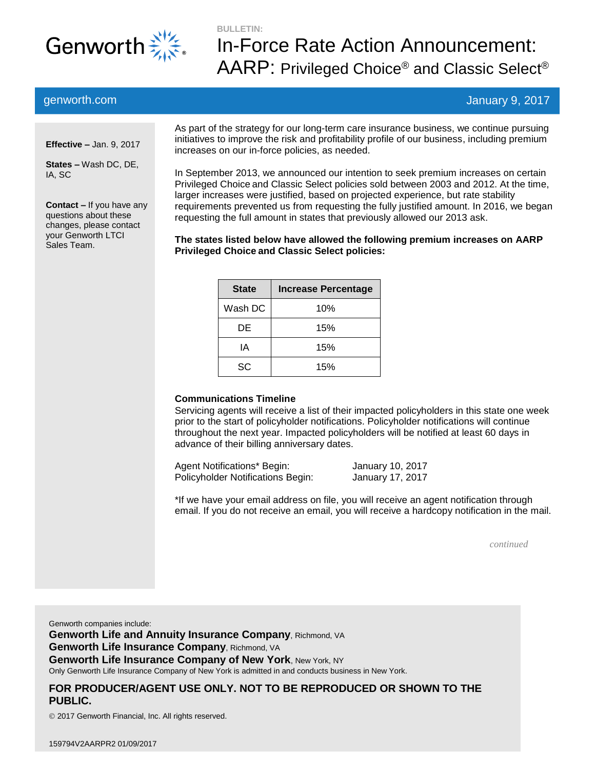Genworth

BULLETIN:

# In-Force Rate Action Announcement: AARP: Privileged Choice® and Classic Select®

genworth.com

January 9, 2017

**Effective –** Jan. 9, 2017

**States –** Wash DC, DE, IA, SC

**Contact –** If you have any questions about these changes, please contact your Genworth LTCI Sales Team.

As part of the strategy for our long-term care insurance business, we continue pursuing initiatives to improve the risk and profitability profile of our business, including premium increases on our in-force policies, as needed.

In September 2013, we announced our intention to seek premium increases on certain Privileged Choice and Classic Select policies sold between 2003 and 2012. At the time, larger increases were justified, based on projected experience, but rate stability requirements prevented us from requesting the fully justified amount. In 2016, we began requesting the full amount in states that previously allowed our 2013 ask.

**The states listed below have allowed the following premium increases on AARP Privileged Choice and Classic Select policies:**

| State | Increase Percentage |
|---|---|
| Wash DC | 10% |
| DE | 15% |
| IA | 15% |
| SC | 15% |

**Communications Timeline**

Servicing agents will receive a list of their impacted policyholders in this state one week prior to the start of policyholder notifications. Policyholder notifications will continue throughout the next year. Impacted policyholders will be notified at least 60 days in advance of their billing anniversary dates.

| | |
|---|---|
| Agent Notifications* Begin: | January 10, 2017 |
| Policyholder Notifications Begin: | January 17, 2017 |

*If we have your email address on file, you will receive an agent notification through email. If you do not receive an email, you will receive a hardcopy notification in the mail.

*continued*

Genworth companies include:
**Genworth Life and Annuity Insurance Company**, Richmond, VA
**Genworth Life Insurance Company**, Richmond, VA
**Genworth Life Insurance Company of New York**, New York, NY
Only Genworth Life Insurance Company of New York is admitted in and conducts business in New York.

**FOR PRODUCER/AGENT USE ONLY. NOT TO BE REPRODUCED OR SHOWN TO THE PUBLIC.**

© 2017 Genworth Financial, Inc. All rights reserved.

159794V2AARPR2 01/09/2017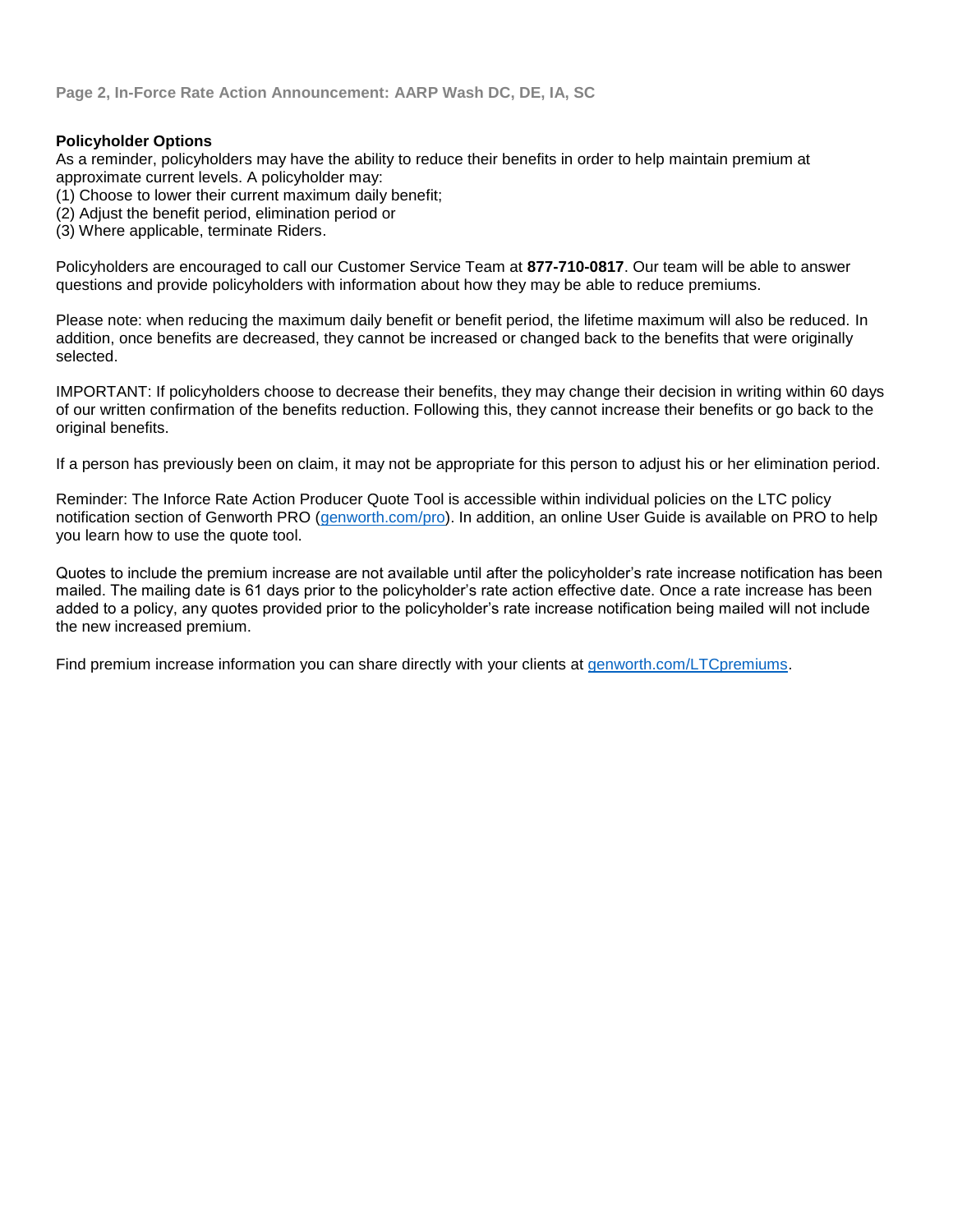## Policyholder Options

As a reminder, policyholders may have the ability to reduce their benefits in order to help maintain premium at approximate current levels. A policyholder may:
(1) Choose to lower their current maximum daily benefit;
(2) Adjust the benefit period, elimination period or
(3) Where applicable, terminate Riders.

Policyholders are encouraged to call our Customer Service Team at **877-710-0817**. Our team will be able to answer questions and provide policyholders with information about how they may be able to reduce premiums.

Please note: when reducing the maximum daily benefit or benefit period, the lifetime maximum will also be reduced. In addition, once benefits are decreased, they cannot be increased or changed back to the benefits that were originally selected.

IMPORTANT: If policyholders choose to decrease their benefits, they may change their decision in writing within 60 days of our written confirmation of the benefits reduction. Following this, they cannot increase their benefits or go back to the original benefits.

If a person has previously been on claim, it may not be appropriate for this person to adjust his or her elimination period.

Reminder: The Inforce Rate Action Producer Quote Tool is accessible within individual policies on the LTC policy notification section of Genworth PRO (genworth.com/pro). In addition, an online User Guide is available on PRO to help you learn how to use the quote tool.

Quotes to include the premium increase are not available until after the policyholder's rate increase notification has been mailed. The mailing date is 61 days prior to the policyholder's rate action effective date. Once a rate increase has been added to a policy, any quotes provided prior to the policyholder's rate increase notification being mailed will not include the new increased premium.

Find premium increase information you can share directly with your clients at genworth.com/LTCpremiums.